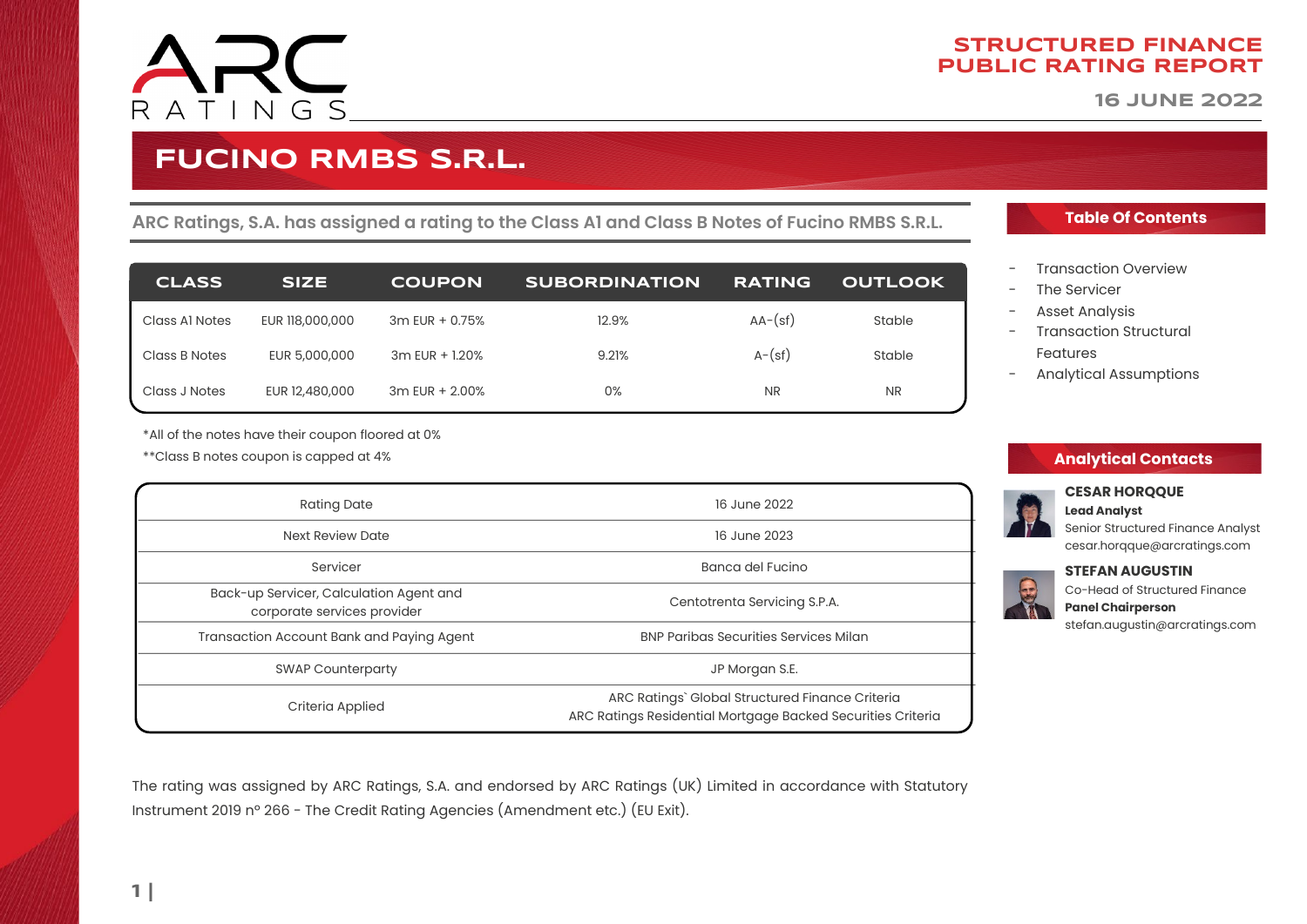# FUCINO RMBS S.R.L.

STRUCTURED FINANCE PUBLIC RATING REPORT

16 JUNE 2022

## ARC Ratings, S.A. has assigned a rating to the Class A1 and Class B Notes of Fucino RMBS S.R.L.

| CLASS | SIZE | COUPON | SUBORDINATION | RATING | OUTLOOK |
|---|---|---|---|---|---|
| Class A1 Notes | EUR 118,000,000 | 3m EUR + 0.75% | 12.9% | AA-(sf) | Stable |
| Class B Notes | EUR 5,000,000 | 3m EUR + 1.20% | 9.21% | A-(sf) | Stable |
| Class J Notes | EUR 12,480,000 | 3m EUR + 2.00% | 0% | NR | NR |

*All of the notes have their coupon floored at 0%

**Class B notes coupon is capped at 4%

| | |
|---|---|
| Rating Date | 16 June 2022 |
| Next Review Date | 16 June 2023 |
| Servicer | Banca del Fucino |
| Back-up Servicer, Calculation Agent and corporate services provider | Centotrenta Servicing S.P.A. |
| Transaction Account Bank and Paying Agent | BNP Paribas Securities Services Milan |
| SWAP Counterparty | JP Morgan S.E. |
| Criteria Applied | ARC Ratings` Global Structured Finance Criteria<br>ARC Ratings Residential Mortgage Backed Securities Criteria |

The rating was assigned by ARC Ratings, S.A. and endorsed by ARC Ratings (UK) Limited in accordance with Statutory Instrument 2019 nº 266 - The Credit Rating Agencies (Amendment etc.) (EU Exit).

## Table Of Contents

- Transaction Overview
- The Servicer
- Asset Analysis
- Transaction Structural Features
- Analytical Assumptions

## Analytical Contacts

**CESAR HORQQUE**
**Lead Analyst**
Senior Structured Finance Analyst
cesar.horqque@arcratings.com

**STEFAN AUGUSTIN**
Co-Head of Structured Finance
**Panel Chairperson**
stefan.augustin@arcratings.com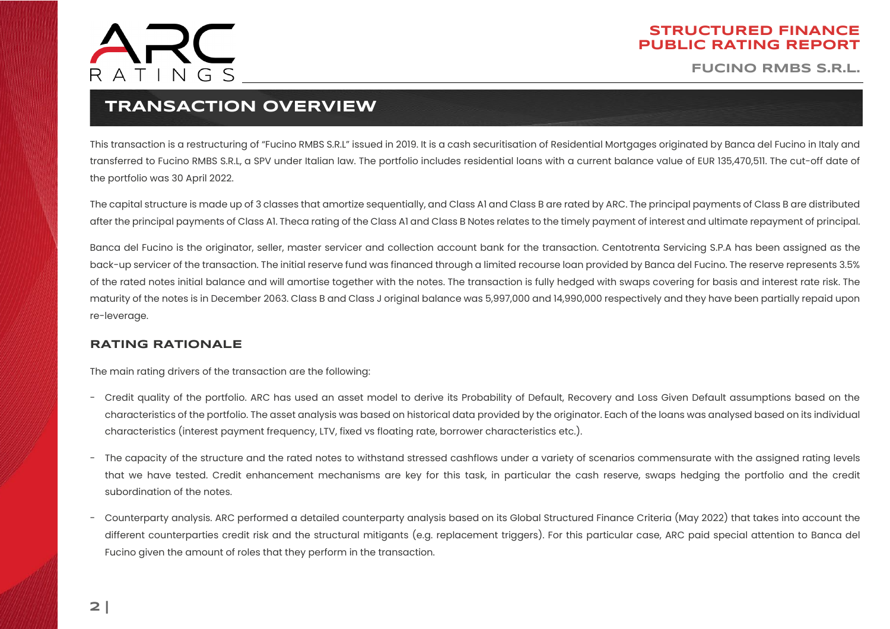## TRANSACTION OVERVIEW

This transaction is a restructuring of "Fucino RMBS S.R.L" issued in 2019. It is a cash securitisation of Residential Mortgages originated by Banca del Fucino in Italy and transferred to Fucino RMBS S.R.L, a SPV under Italian law. The portfolio includes residential loans with a current balance value of EUR 135,470,511. The cut-off date of the portfolio was 30 April 2022.

The capital structure is made up of 3 classes that amortize sequentially, and Class A1 and Class B are rated by ARC. The principal payments of Class B are distributed after the principal payments of Class A1. Theca rating of the Class A1 and Class B Notes relates to the timely payment of interest and ultimate repayment of principal.

Banca del Fucino is the originator, seller, master servicer and collection account bank for the transaction. Centotrenta Servicing S.P.A has been assigned as the back-up servicer of the transaction. The initial reserve fund was financed through a limited recourse loan provided by Banca del Fucino. The reserve represents 3.5% of the rated notes initial balance and will amortise together with the notes. The transaction is fully hedged with swaps covering for basis and interest rate risk. The maturity of the notes is in December 2063. Class B and Class J original balance was 5,997,000 and 14,990,000 respectively and they have been partially repaid upon re-leverage.

### RATING RATIONALE

The main rating drivers of the transaction are the following:

- Credit quality of the portfolio. ARC has used an asset model to derive its Probability of Default, Recovery and Loss Given Default assumptions based on the characteristics of the portfolio. The asset analysis was based on historical data provided by the originator. Each of the loans was analysed based on its individual characteristics (interest payment frequency, LTV, fixed vs floating rate, borrower characteristics etc.).
- The capacity of the structure and the rated notes to withstand stressed cashflows under a variety of scenarios commensurate with the assigned rating levels that we have tested. Credit enhancement mechanisms are key for this task, in particular the cash reserve, swaps hedging the portfolio and the credit subordination of the notes.
- Counterparty analysis. ARC performed a detailed counterparty analysis based on its Global Structured Finance Criteria (May 2022) that takes into account the different counterparties credit risk and the structural mitigants (e.g. replacement triggers). For this particular case, ARC paid special attention to Banca del Fucino given the amount of roles that they perform in the transaction.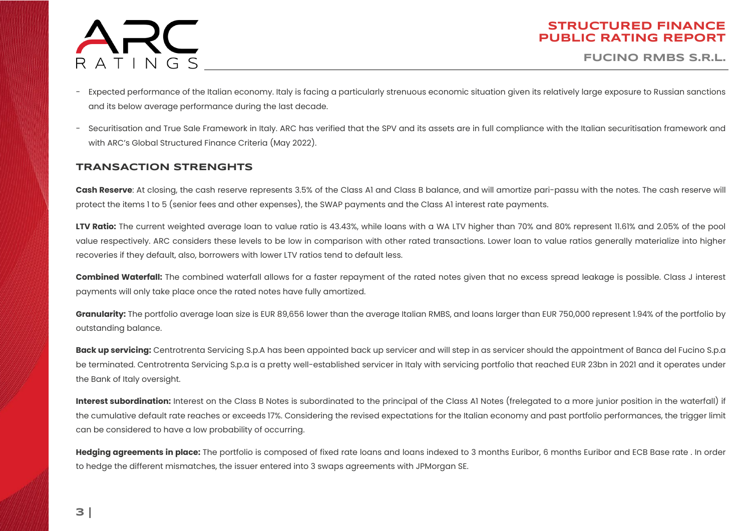- Expected performance of the Italian economy. Italy is facing a particularly strenuous economic situation given its relatively large exposure to Russian sanctions and its below average performance during the last decade.
- Securitisation and True Sale Framework in Italy. ARC has verified that the SPV and its assets are in full compliance with the Italian securitisation framework and with ARC's Global Structured Finance Criteria (May 2022).

## TRANSACTION STRENGHTS

**Cash Reserve**: At closing, the cash reserve represents 3.5% of the Class A1 and Class B balance, and will amortize pari-passu with the notes. The cash reserve will protect the items 1 to 5 (senior fees and other expenses), the SWAP payments and the Class A1 interest rate payments.

**LTV Ratio:** The current weighted average loan to value ratio is 43.43%, while loans with a WA LTV higher than 70% and 80% represent 11.61% and 2.05% of the pool value respectively. ARC considers these levels to be low in comparison with other rated transactions. Lower loan to value ratios generally materialize into higher recoveries if they default, also, borrowers with lower LTV ratios tend to default less.

**Combined Waterfall:** The combined waterfall allows for a faster repayment of the rated notes given that no excess spread leakage is possible. Class J interest payments will only take place once the rated notes have fully amortized.

**Granularity:** The portfolio average loan size is EUR 89,656 lower than the average Italian RMBS, and loans larger than EUR 750,000 represent 1.94% of the portfolio by outstanding balance.

**Back up servicing:** Centrotrenta Servicing S.p.A has been appointed back up servicer and will step in as servicer should the appointment of Banca del Fucino S.p.a be terminated. Centrotrenta Servicing S.p.a is a pretty well-established servicer in Italy with servicing portfolio that reached EUR 23bn in 2021 and it operates under the Bank of Italy oversight.

**Interest subordination:** Interest on the Class B Notes is subordinated to the principal of the Class A1 Notes (frelegated to a more junior position in the waterfall) if the cumulative default rate reaches or exceeds 17%. Considering the revised expectations for the Italian economy and past portfolio performances, the trigger limit can be considered to have a low probability of occurring.

**Hedging agreements in place:** The portfolio is composed of fixed rate loans and loans indexed to 3 months Euribor, 6 months Euribor and ECB Base rate . In order to hedge the different mismatches, the issuer entered into 3 swaps agreements with JPMorgan SE.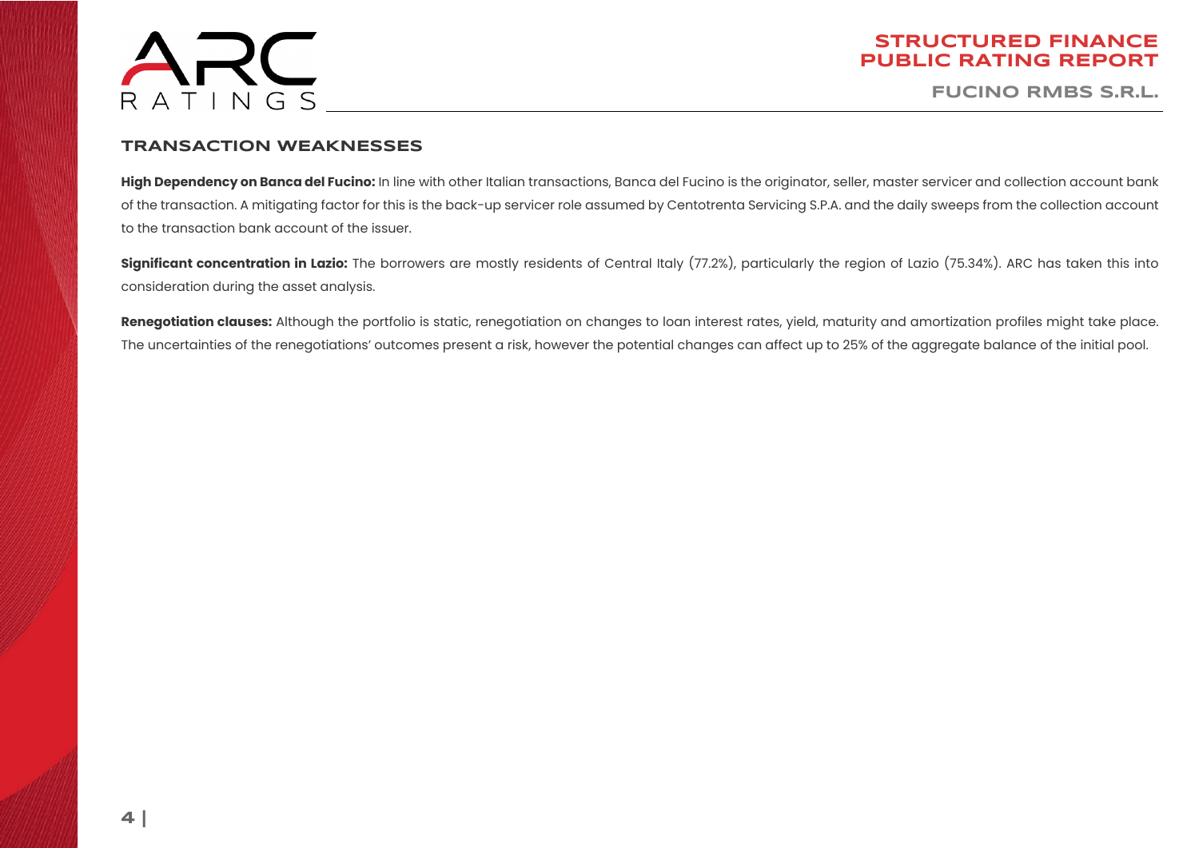## TRANSACTION WEAKNESSES

**High Dependency on Banca del Fucino:** In line with other Italian transactions, Banca del Fucino is the originator, seller, master servicer and collection account bank of the transaction. A mitigating factor for this is the back-up servicer role assumed by Centotrenta Servicing S.P.A. and the daily sweeps from the collection account to the transaction bank account of the issuer.

**Significant concentration in Lazio:** The borrowers are mostly residents of Central Italy (77.2%), particularly the region of Lazio (75.34%). ARC has taken this into consideration during the asset analysis.

**Renegotiation clauses:** Although the portfolio is static, renegotiation on changes to loan interest rates, yield, maturity and amortization profiles might take place. The uncertainties of the renegotiations' outcomes present a risk, however the potential changes can affect up to 25% of the aggregate balance of the initial pool.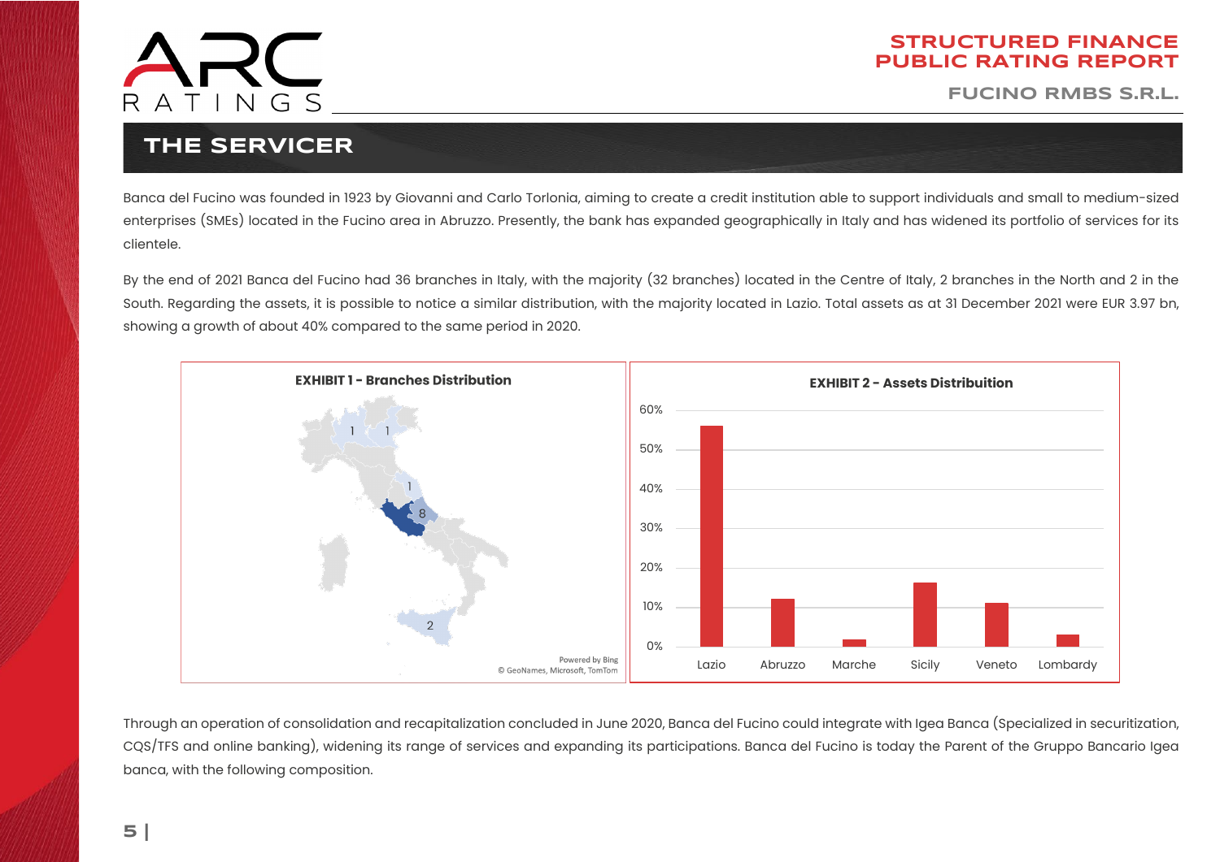## THE SERVICER

Banca del Fucino was founded in 1923 by Giovanni and Carlo Torlonia, aiming to create a credit institution able to support individuals and small to medium-sized enterprises (SMEs) located in the Fucino area in Abruzzo. Presently, the bank has expanded geographically in Italy and has widened its portfolio of services for its clientele.

By the end of 2021 Banca del Fucino had 36 branches in Italy, with the majority (32 branches) located in the Centre of Italy, 2 branches in the North and 2 in the South. Regarding the assets, it is possible to notice a similar distribution, with the majority located in Lazio. Total assets as at 31 December 2021 were EUR 3.97 bn, showing a growth of about 40% compared to the same period in 2020.

**EXHIBIT 1 - Branches Distribution**

Powered by Bing
© GeoNames, Microsoft, TomTom

**EXHIBIT 2 - Assets Distribuition**

Through an operation of consolidation and recapitalization concluded in June 2020, Banca del Fucino could integrate with Igea Banca (Specialized in securitization, CQS/TFS and online banking), widening its range of services and expanding its participations. Banca del Fucino is today the Parent of the Gruppo Bancario Igea banca, with the following composition.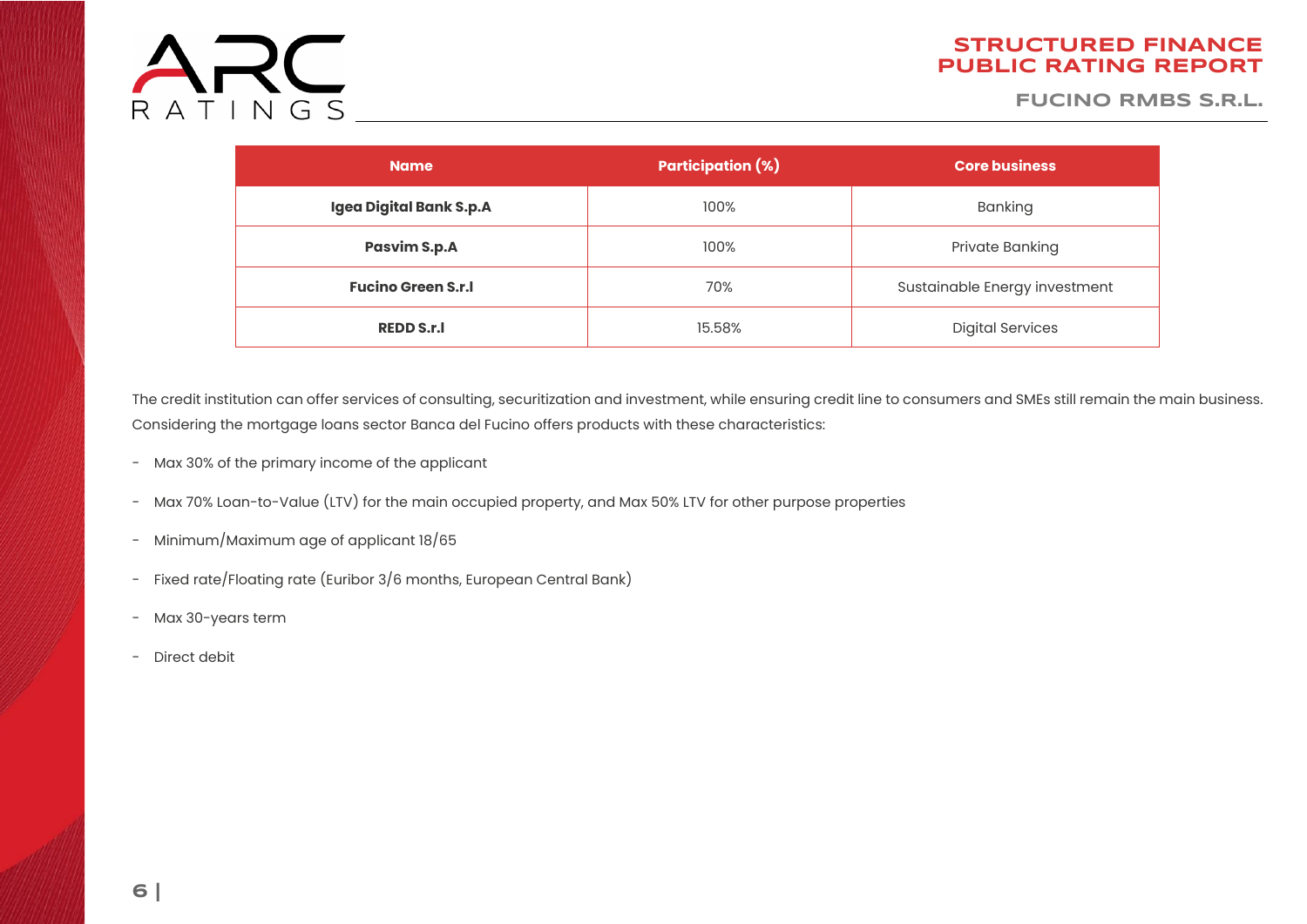| Name | Participation (%) | Core business |
|---|---|---|
| **Igea Digital Bank S.p.A** | 100% | Banking |
| **Pasvim S.p.A** | 100% | Private Banking |
| **Fucino Green S.r.l** | 70% | Sustainable Energy investment |
| **REDD S.r.l** | 15.58% | Digital Services |

The credit institution can offer services of consulting, securitization and investment, while ensuring credit line to consumers and SMEs still remain the main business. Considering the mortgage loans sector Banca del Fucino offers products with these characteristics:

- Max 30% of the primary income of the applicant
- Max 70% Loan-to-Value (LTV) for the main occupied property, and Max 50% LTV for other purpose properties
- Minimum/Maximum age of applicant 18/65
- Fixed rate/Floating rate (Euribor 3/6 months, European Central Bank)
- Max 30-years term
- Direct debit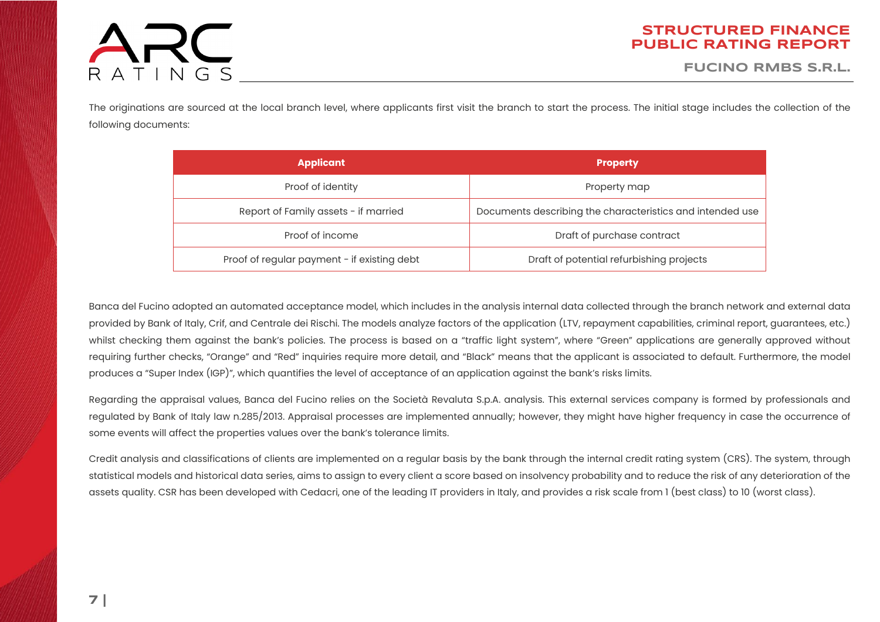The originations are sourced at the local branch level, where applicants first visit the branch to start the process. The initial stage includes the collection of the following documents:

| Applicant | Property |
|---|---|
| Proof of identity | Property map |
| Report of Family assets - if married | Documents describing the characteristics and intended use |
| Proof of income | Draft of purchase contract |
| Proof of regular payment - if existing debt | Draft of potential refurbishing projects |

Banca del Fucino adopted an automated acceptance model, which includes in the analysis internal data collected through the branch network and external data provided by Bank of Italy, Crif, and Centrale dei Rischi. The models analyze factors of the application (LTV, repayment capabilities, criminal report, guarantees, etc.) whilst checking them against the bank's policies. The process is based on a "traffic light system", where "Green" applications are generally approved without requiring further checks, "Orange" and "Red" inquiries require more detail, and "Black" means that the applicant is associated to default. Furthermore, the model produces a "Super Index (IGP)", which quantifies the level of acceptance of an application against the bank's risks limits.

Regarding the appraisal values, Banca del Fucino relies on the Società Revaluta S.p.A. analysis. This external services company is formed by professionals and regulated by Bank of Italy law n.285/2013. Appraisal processes are implemented annually; however, they might have higher frequency in case the occurrence of some events will affect the properties values over the bank's tolerance limits.

Credit analysis and classifications of clients are implemented on a regular basis by the bank through the internal credit rating system (CRS). The system, through statistical models and historical data series, aims to assign to every client a score based on insolvency probability and to reduce the risk of any deterioration of the assets quality. CSR has been developed with Cedacri, one of the leading IT providers in Italy, and provides a risk scale from 1 (best class) to 10 (worst class).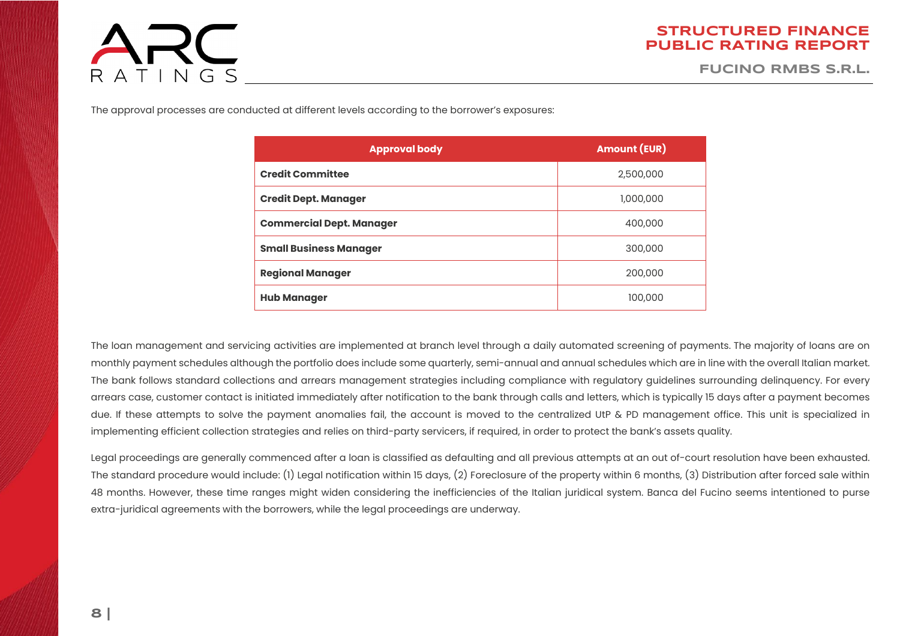The approval processes are conducted at different levels according to the borrower's exposures:

| Approval body | Amount (EUR) |
|---|---|
| **Credit Committee** | 2,500,000 |
| **Credit Dept. Manager** | 1,000,000 |
| **Commercial Dept. Manager** | 400,000 |
| **Small Business Manager** | 300,000 |
| **Regional Manager** | 200,000 |
| **Hub Manager** | 100,000 |

The loan management and servicing activities are implemented at branch level through a daily automated screening of payments. The majority of loans are on monthly payment schedules although the portfolio does include some quarterly, semi-annual and annual schedules which are in line with the overall Italian market. The bank follows standard collections and arrears management strategies including compliance with regulatory guidelines surrounding delinquency. For every arrears case, customer contact is initiated immediately after notification to the bank through calls and letters, which is typically 15 days after a payment becomes due. If these attempts to solve the payment anomalies fail, the account is moved to the centralized UtP & PD management office. This unit is specialized in implementing efficient collection strategies and relies on third-party servicers, if required, in order to protect the bank's assets quality.

Legal proceedings are generally commenced after a loan is classified as defaulting and all previous attempts at an out-of-court resolution have been exhausted. The standard procedure would include: (1) Legal notification within 15 days, (2) Foreclosure of the property within 6 months, (3) Distribution after forced sale within 48 months. However, these time ranges might widen considering the inefficiencies of the Italian juridical system. Banca del Fucino seems intentioned to purse extra-juridical agreements with the borrowers, while the legal proceedings are underway.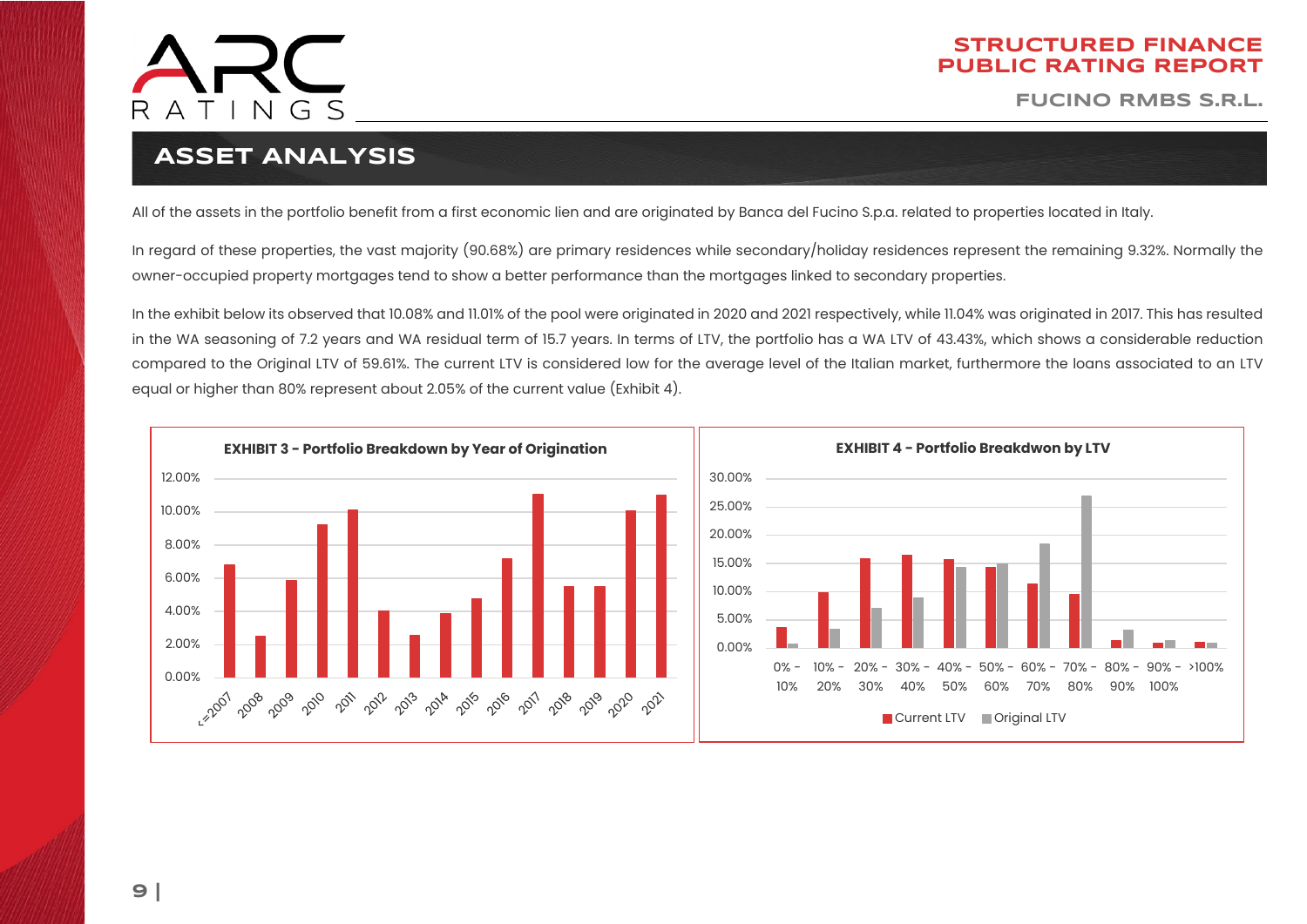## ASSET ANALYSIS

All of the assets in the portfolio benefit from a first economic lien and are originated by Banca del Fucino S.p.a. related to properties located in Italy.

In regard of these properties, the vast majority (90.68%) are primary residences while secondary/holiday residences represent the remaining 9.32%. Normally the owner-occupied property mortgages tend to show a better performance than the mortgages linked to secondary properties.

In the exhibit below its observed that 10.08% and 11.01% of the pool were originated in 2020 and 2021 respectively, while 11.04% was originated in 2017. This has resulted in the WA seasoning of 7.2 years and WA residual term of 15.7 years. In terms of LTV, the portfolio has a WA LTV of 43.43%, which shows a considerable reduction compared to the Original LTV of 59.61%. The current LTV is considered low for the average level of the Italian market, furthermore the loans associated to an LTV equal or higher than 80% represent about 2.05% of the current value (Exhibit 4).

**EXHIBIT 3 - Portfolio Breakdown by Year of Origination**

**EXHIBIT 4 - Portfolio Breakdwon by LTV**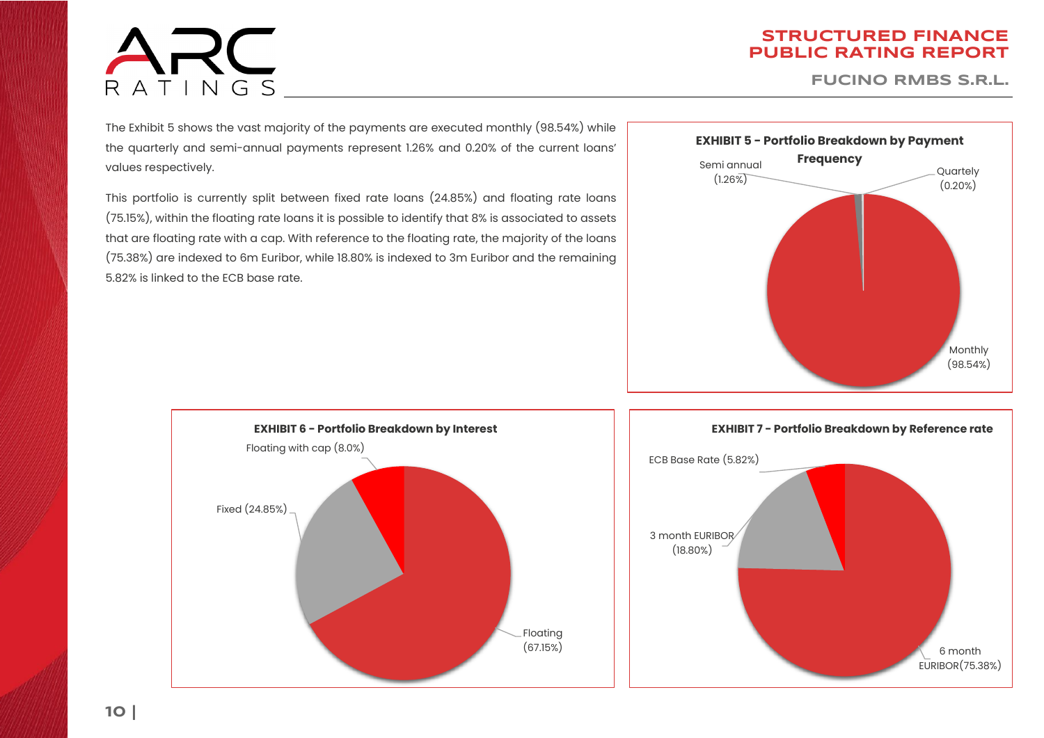The Exhibit 5 shows the vast majority of the payments are executed monthly (98.54%) while the quarterly and semi-annual payments represent 1.26% and 0.20% of the current loans' values respectively.

This portfolio is currently split between fixed rate loans (24.85%) and floating rate loans (75.15%), within the floating rate loans it is possible to identify that 8% is associated to assets that are floating rate with a cap. With reference to the floating rate, the majority of the loans (75.38%) are indexed to 6m Euribor, while 18.80% is indexed to 3m Euribor and the remaining 5.82% is linked to the ECB base rate.

**EXHIBIT 5 - Portfolio Breakdown by Payment Frequency**

| Payment Frequency | Share |
|---|---|
| Monthly | 98.54% |
| Semi annual | 1.26% |
| Quartely | 0.20% |

**EXHIBIT 6 - Portfolio Breakdown by Interest**

| Interest | Share |
|---|---|
| Floating | 67.15% |
| Fixed | 24.85% |
| Floating with cap | 8.0% |

**EXHIBIT 7 - Portfolio Breakdown by Reference rate**

| Reference rate | Share |
|---|---|
| 6 month EURIBOR | 75.38% |
| 3 month EURIBOR | 18.80% |
| ECB Base Rate | 5.82% |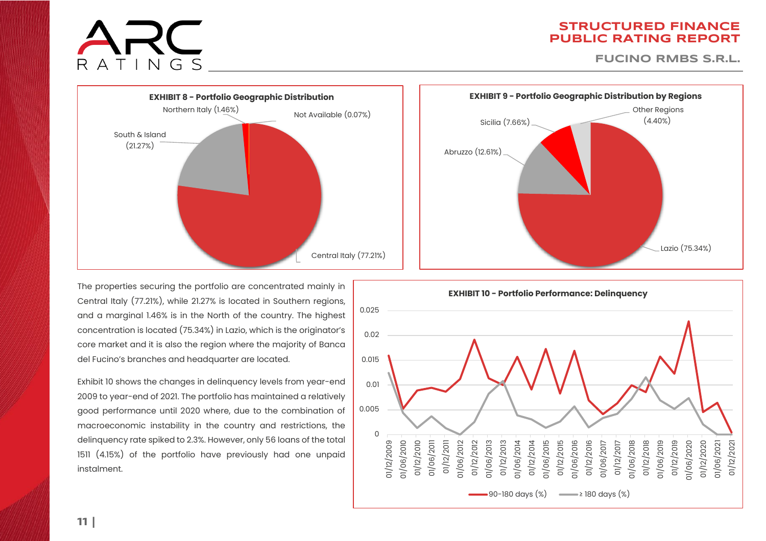**EXHIBIT 8 – Portfolio Geographic Distribution**

- Central Italy (77.21%)
- South & Island (21.27%)
- Northern Italy (1.46%)
- Not Available (0.07%)

**EXHIBIT 9 – Portfolio Geographic Distribution by Regions**

- Lazio (75.34%)
- Abruzzo (12.61%)
- Sicilia (7.66%)
- Other Regions (4.40%)

The properties securing the portfolio are concentrated mainly in Central Italy (77.21%), while 21.27% is located in Southern regions, and a marginal 1.46% is in the North of the country. The highest concentration is located (75.34%) in Lazio, which is the originator's core market and it is also the region where the majority of Banca del Fucino's branches and headquarter are located.

Exhibit 10 shows the changes in delinquency levels from year-end 2009 to year-end of 2021. The portfolio has maintained a relatively good performance until 2020 where, due to the combination of macroeconomic instability in the country and restrictions, the delinquency rate spiked to 2.3%. However, only 56 loans of the total 1511 (4.15%) of the portfolio have previously had one unpaid instalment.

**EXHIBIT 10 – Portfolio Performance: Delinquency**

Series: 90-180 days (%); ≥ 180 days (%). Period: 01/12/2009 – 01/12/2021 (semi-annual).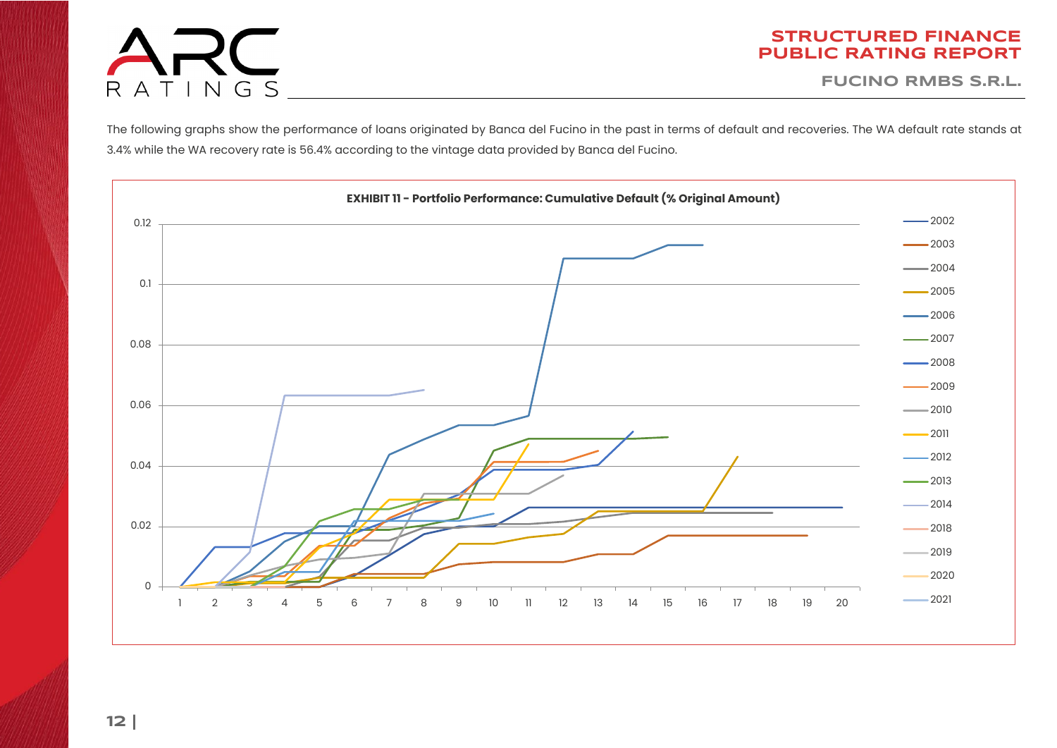The following graphs show the performance of loans originated by Banca del Fucino in the past in terms of default and recoveries. The WA default rate stands at 3.4% while the WA recovery rate is 56.4% according to the vintage data provided by Banca del Fucino.

**EXHIBIT 11 - Portfolio Performance: Cumulative Default (% Original Amount)**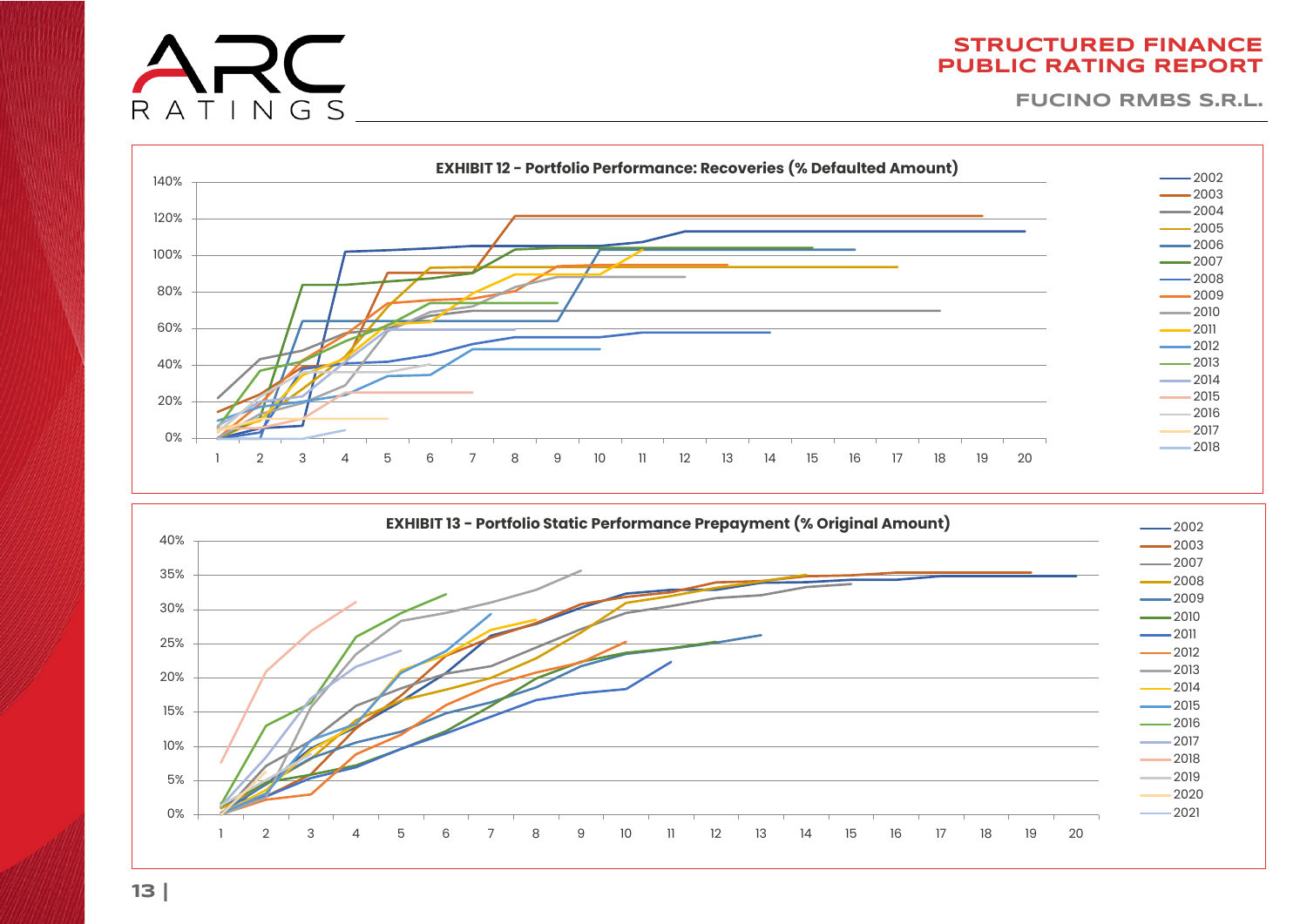**EXHIBIT 12 - Portfolio Performance: Recoveries (% Defaulted Amount)**

**EXHIBIT 13 - Portfolio Static Performance Prepayment (% Original Amount)**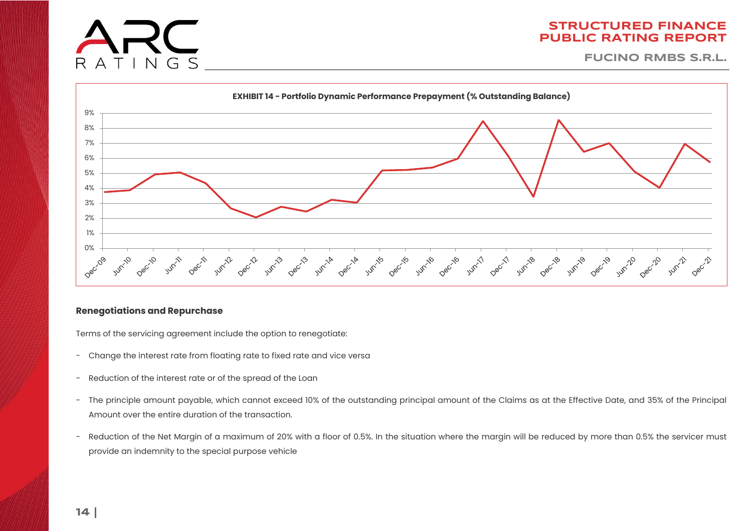**EXHIBIT 14 - Portfolio Dynamic Performance Prepayment (% Outstanding Balance)**

### Renegotiations and Repurchase

Terms of the servicing agreement include the option to renegotiate:

- Change the interest rate from floating rate to fixed rate and vice versa
- Reduction of the interest rate or of the spread of the Loan
- The principle amount payable, which cannot exceed 10% of the outstanding principal amount of the Claims as at the Effective Date, and 35% of the Principal Amount over the entire duration of the transaction.
- Reduction of the Net Margin of a maximum of 20% with a floor of 0.5%. In the situation where the margin will be reduced by more than 0.5% the servicer must provide an indemnity to the special purpose vehicle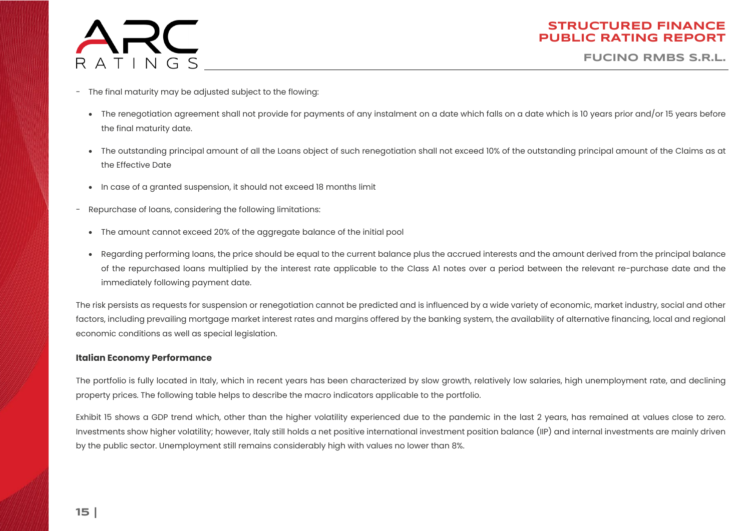- The final maturity may be adjusted subject to the flowing:
  - The renegotiation agreement shall not provide for payments of any instalment on a date which falls on a date which is 10 years prior and/or 15 years before the final maturity date.
  - The outstanding principal amount of all the Loans object of such renegotiation shall not exceed 10% of the outstanding principal amount of the Claims as at the Effective Date
  - In case of a granted suspension, it should not exceed 18 months limit
- Repurchase of loans, considering the following limitations:
  - The amount cannot exceed 20% of the aggregate balance of the initial pool
  - Regarding performing loans, the price should be equal to the current balance plus the accrued interests and the amount derived from the principal balance of the repurchased loans multiplied by the interest rate applicable to the Class A1 notes over a period between the relevant re-purchase date and the immediately following payment date.

The risk persists as requests for suspension or renegotiation cannot be predicted and is influenced by a wide variety of economic, market industry, social and other factors, including prevailing mortgage market interest rates and margins offered by the banking system, the availability of alternative financing, local and regional economic conditions as well as special legislation.

**Italian Economy Performance**

The portfolio is fully located in Italy, which in recent years has been characterized by slow growth, relatively low salaries, high unemployment rate, and declining property prices. The following table helps to describe the macro indicators applicable to the portfolio.

Exhibit 15 shows a GDP trend which, other than the higher volatility experienced due to the pandemic in the last 2 years, has remained at values close to zero. Investments show higher volatility; however, Italy still holds a net positive international investment position balance (IIP) and internal investments are mainly driven by the public sector. Unemployment still remains considerably high with values no lower than 8%.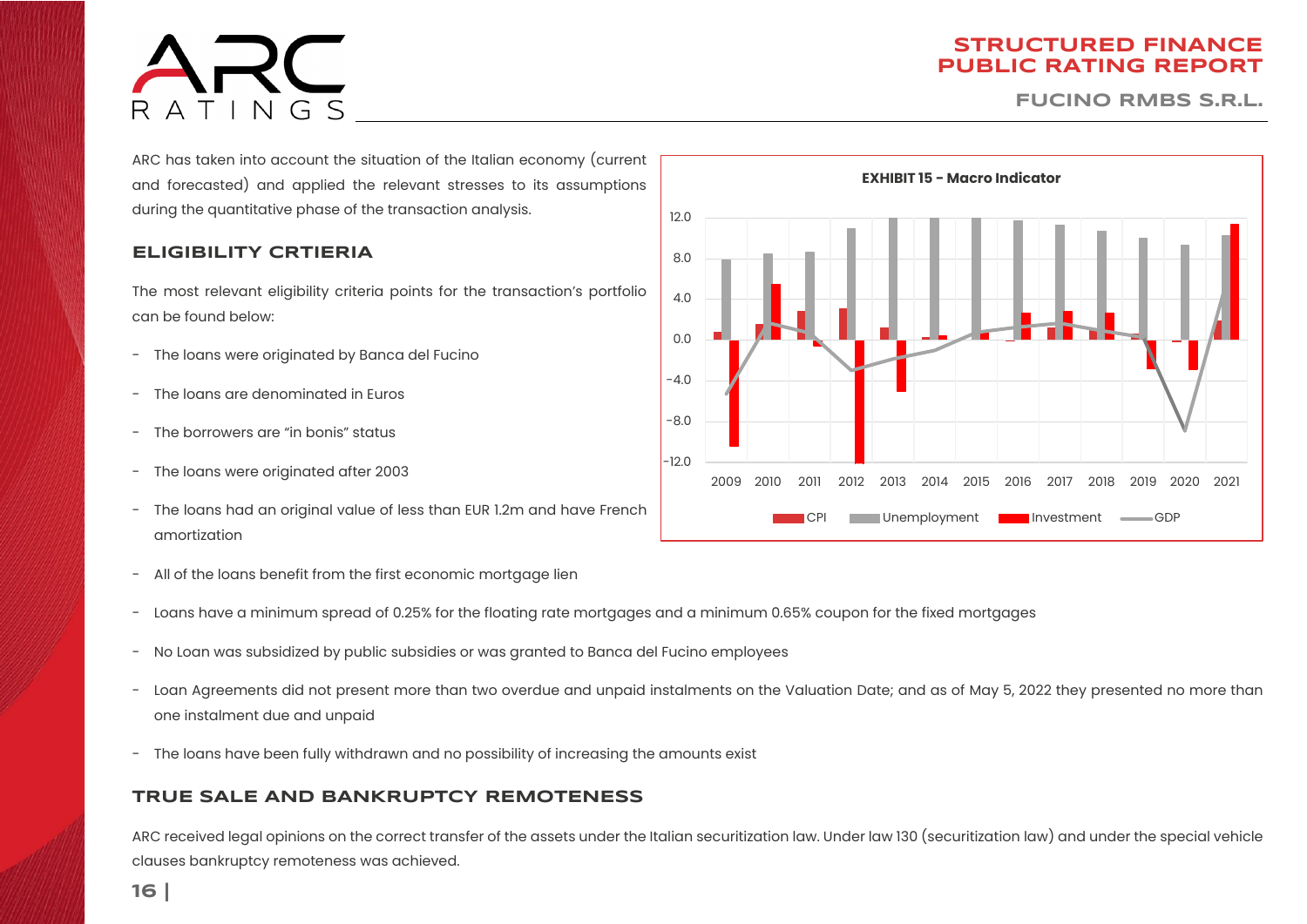ARC has taken into account the situation of the Italian economy (current and forecasted) and applied the relevant stresses to its assumptions during the quantitative phase of the transaction analysis.

**EXHIBIT 15 - Macro Indicator**

## ELIGIBILITY CRTIERIA

The most relevant eligibility criteria points for the transaction's portfolio can be found below:

- The loans were originated by Banca del Fucino
- The loans are denominated in Euros
- The borrowers are "in bonis" status
- The loans were originated after 2003
- The loans had an original value of less than EUR 1.2m and have French amortization
- All of the loans benefit from the first economic mortgage lien
- Loans have a minimum spread of 0.25% for the floating rate mortgages and a minimum 0.65% coupon for the fixed mortgages
- No Loan was subsidized by public subsidies or was granted to Banca del Fucino employees
- Loan Agreements did not present more than two overdue and unpaid instalments on the Valuation Date; and as of May 5, 2022 they presented no more than one instalment due and unpaid
- The loans have been fully withdrawn and no possibility of increasing the amounts exist

## TRUE SALE AND BANKRUPTCY REMOTENESS

ARC received legal opinions on the correct transfer of the assets under the Italian securitization law. Under law 130 (securitization law) and under the special vehicle clauses bankruptcy remoteness was achieved.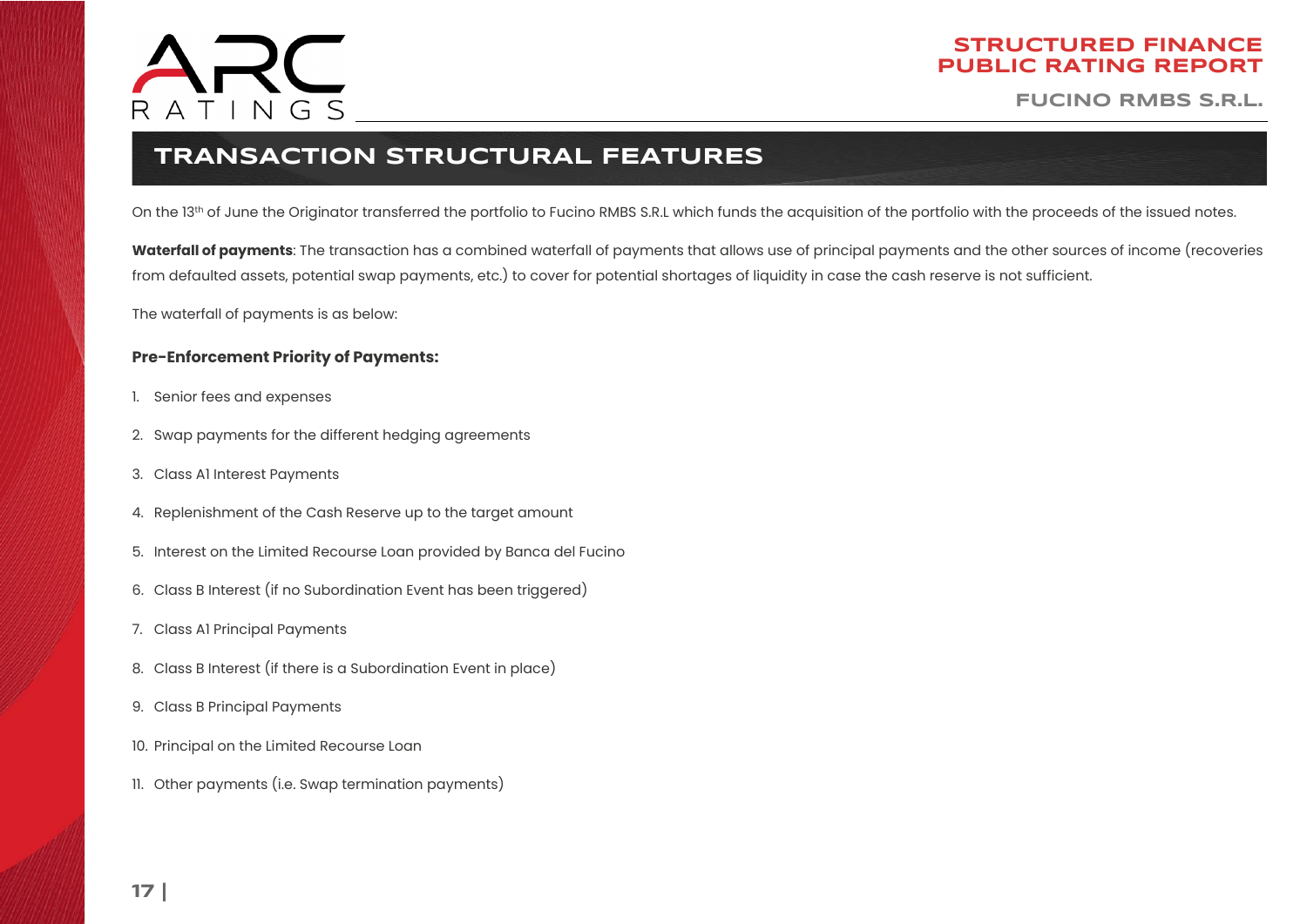## TRANSACTION STRUCTURAL FEATURES

On the 13th of June the Originator transferred the portfolio to Fucino RMBS S.R.L which funds the acquisition of the portfolio with the proceeds of the issued notes.

**Waterfall of payments**: The transaction has a combined waterfall of payments that allows use of principal payments and the other sources of income (recoveries from defaulted assets, potential swap payments, etc.) to cover for potential shortages of liquidity in case the cash reserve is not sufficient.

The waterfall of payments is as below:

**Pre-Enforcement Priority of Payments:**

1. Senior fees and expenses
2. Swap payments for the different hedging agreements
3. Class A1 Interest Payments
4. Replenishment of the Cash Reserve up to the target amount
5. Interest on the Limited Recourse Loan provided by Banca del Fucino
6. Class B Interest (if no Subordination Event has been triggered)
7. Class A1 Principal Payments
8. Class B Interest (if there is a Subordination Event in place)
9. Class B Principal Payments
10. Principal on the Limited Recourse Loan
11. Other payments (i.e. Swap termination payments)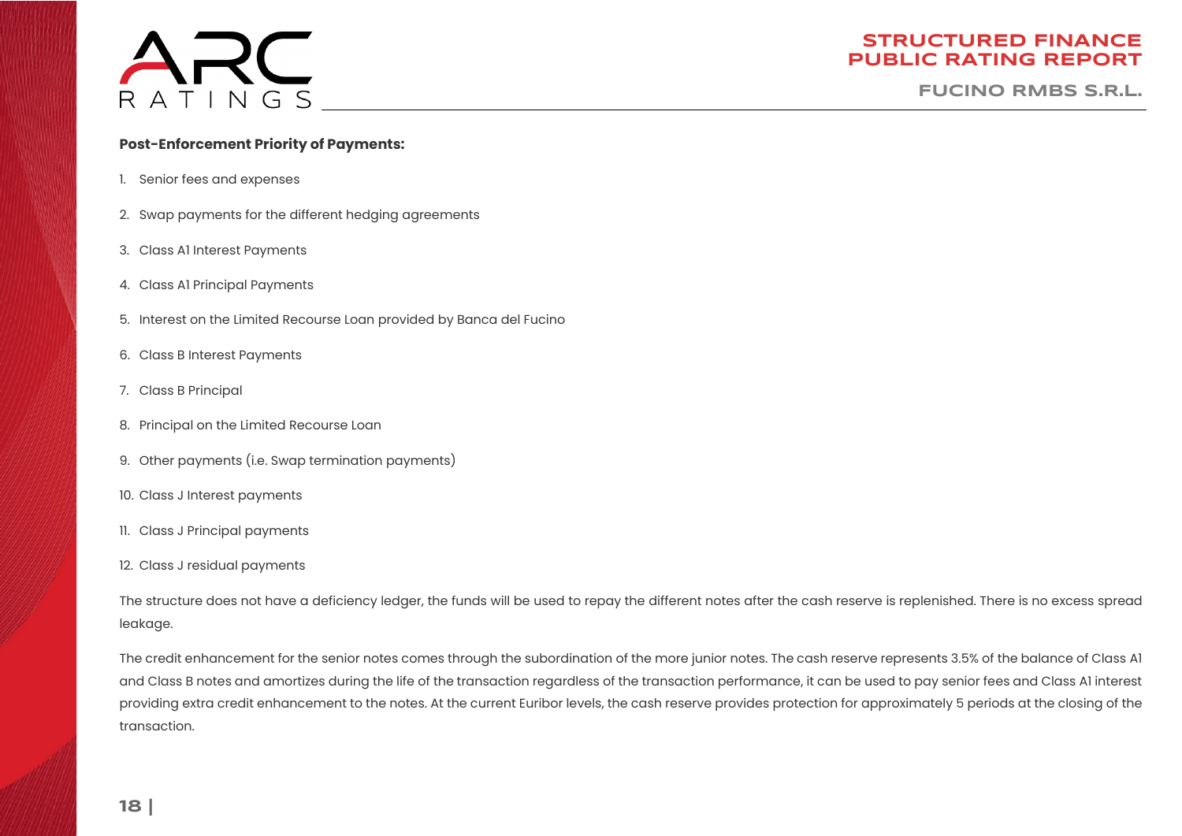**Post-Enforcement Priority of Payments:**

1. Senior fees and expenses
2. Swap payments for the different hedging agreements
3. Class A1 Interest Payments
4. Class A1 Principal Payments
5. Interest on the Limited Recourse Loan provided by Banca del Fucino
6. Class B Interest Payments
7. Class B Principal
8. Principal on the Limited Recourse Loan
9. Other payments (i.e. Swap termination payments)
10. Class J Interest payments
11. Class J Principal payments
12. Class J residual payments

The structure does not have a deficiency ledger, the funds will be used to repay the different notes after the cash reserve is replenished. There is no excess spread leakage.

The credit enhancement for the senior notes comes through the subordination of the more junior notes. The cash reserve represents 3.5% of the balance of Class A1 and Class B notes and amortizes during the life of the transaction regardless of the transaction performance, it can be used to pay senior fees and Class A1 interest providing extra credit enhancement to the notes. At the current Euribor levels, the cash reserve provides protection for approximately 5 periods at the closing of the transaction.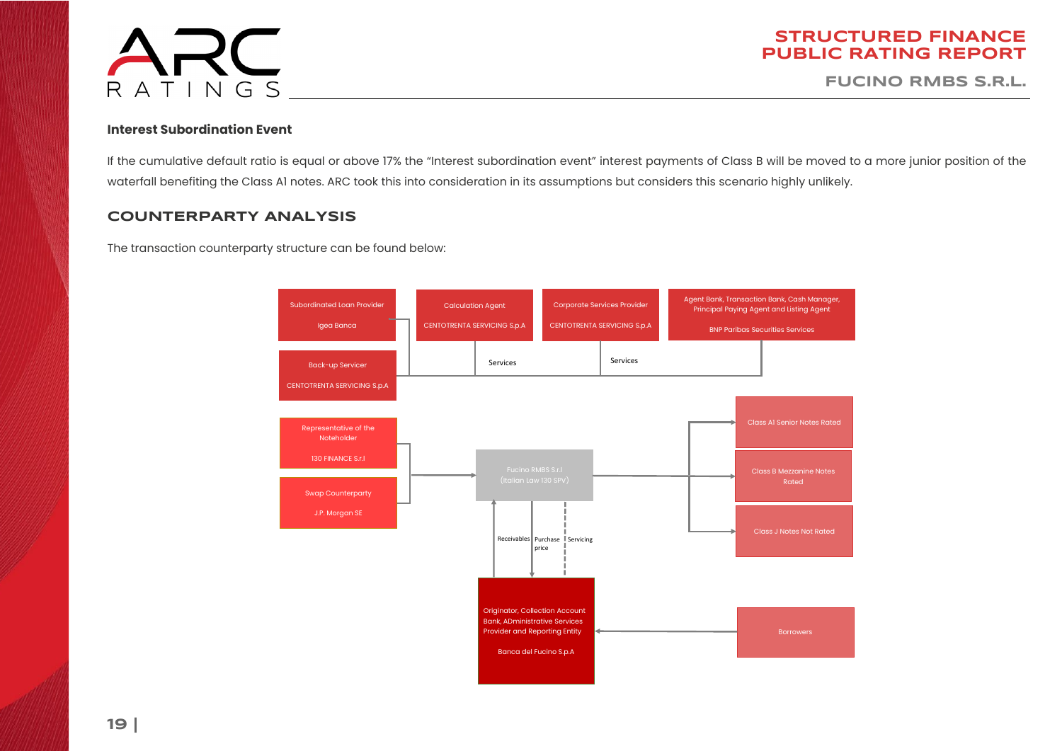### Interest Subordination Event

If the cumulative default ratio is equal or above 17% the "Interest subordination event" interest payments of Class B will be moved to a more junior position of the waterfall benefiting the Class A1 notes. ARC took this into consideration in its assumptions but considers this scenario highly unlikely.

## COUNTERPARTY ANALYSIS

The transaction counterparty structure can be found below:

Subordinated Loan Provider
Igea Banca

Calculation Agent
CENTOTRENTA SERVICING S.p.A

Corporate Services Provider
CENTOTRENTA SERVICING S.p.A

Agent Bank, Transaction Bank, Cash Manager, Principal Paying Agent and Listing Agent
BNP Paribas Securities Services

Back-up Servicer
CENTOTRENTA SERVICING S.p.A

Services

Services

Representative of the Noteholder
130 FINANCE S.r.l

Swap Counterparty
J.P. Morgan SE

Fucino RMBS S.r.l
(Italian Law 130 SPV)

Class A1 Senior Notes Rated

Class B Mezzanine Notes Rated

Class J Notes Not Rated

Receivables

Purchase price

Servicing

Originator, Collection Account Bank, ADministrative Services Provider and Reporting Entity
Banca del Fucino S.p.A

Borrowers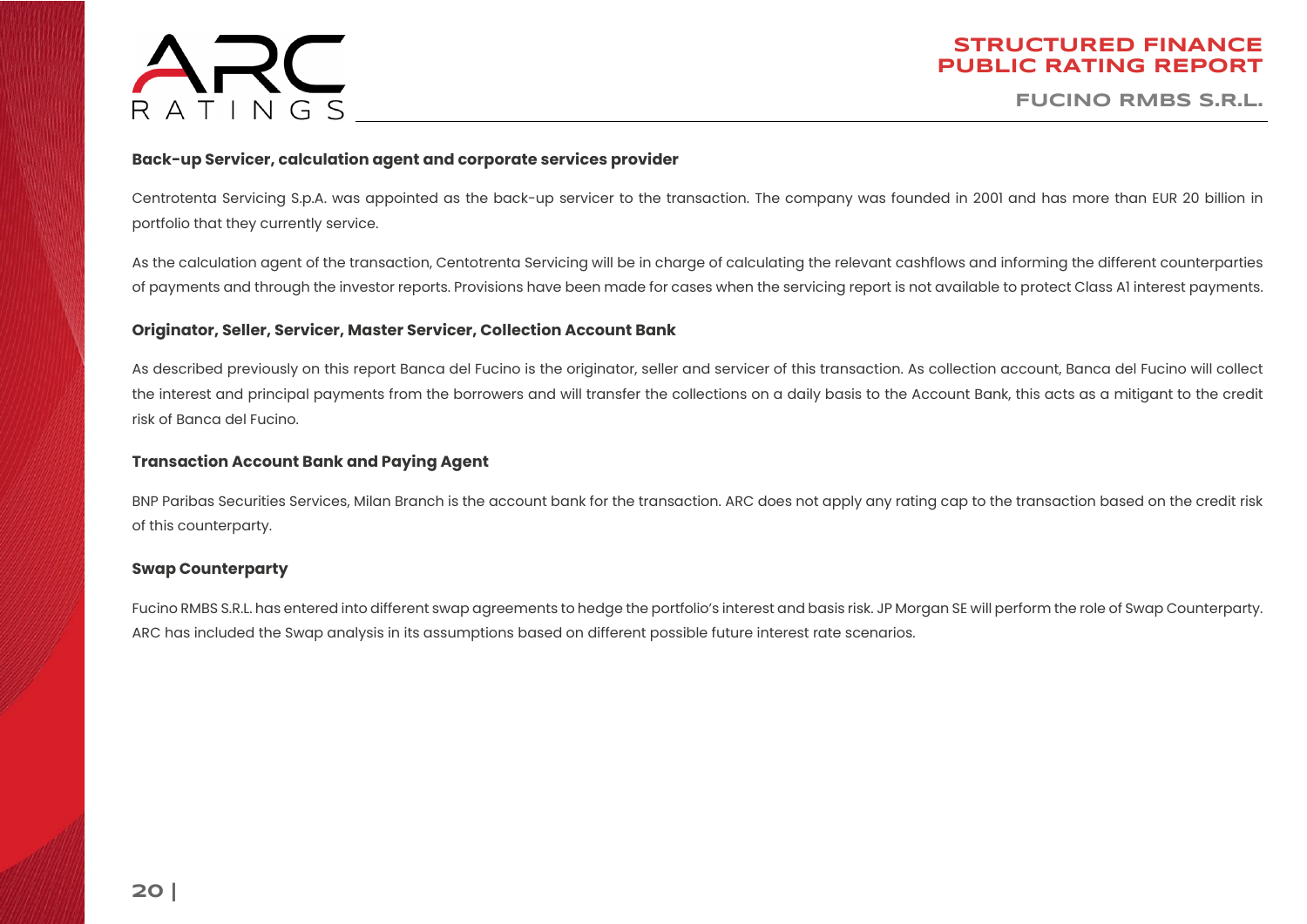### Back-up Servicer, calculation agent and corporate services provider

Centrotenta Servicing S.p.A. was appointed as the back-up servicer to the transaction. The company was founded in 2001 and has more than EUR 20 billion in portfolio that they currently service.

As the calculation agent of the transaction, Centotrenta Servicing will be in charge of calculating the relevant cashflows and informing the different counterparties of payments and through the investor reports. Provisions have been made for cases when the servicing report is not available to protect Class A1 interest payments.

### Originator, Seller, Servicer, Master Servicer, Collection Account Bank

As described previously on this report Banca del Fucino is the originator, seller and servicer of this transaction. As collection account, Banca del Fucino will collect the interest and principal payments from the borrowers and will transfer the collections on a daily basis to the Account Bank, this acts as a mitigant to the credit risk of Banca del Fucino.

### Transaction Account Bank and Paying Agent

BNP Paribas Securities Services, Milan Branch is the account bank for the transaction. ARC does not apply any rating cap to the transaction based on the credit risk of this counterparty.

### Swap Counterparty

Fucino RMBS S.R.L. has entered into different swap agreements to hedge the portfolio's interest and basis risk. JP Morgan SE will perform the role of Swap Counterparty. ARC has included the Swap analysis in its assumptions based on different possible future interest rate scenarios.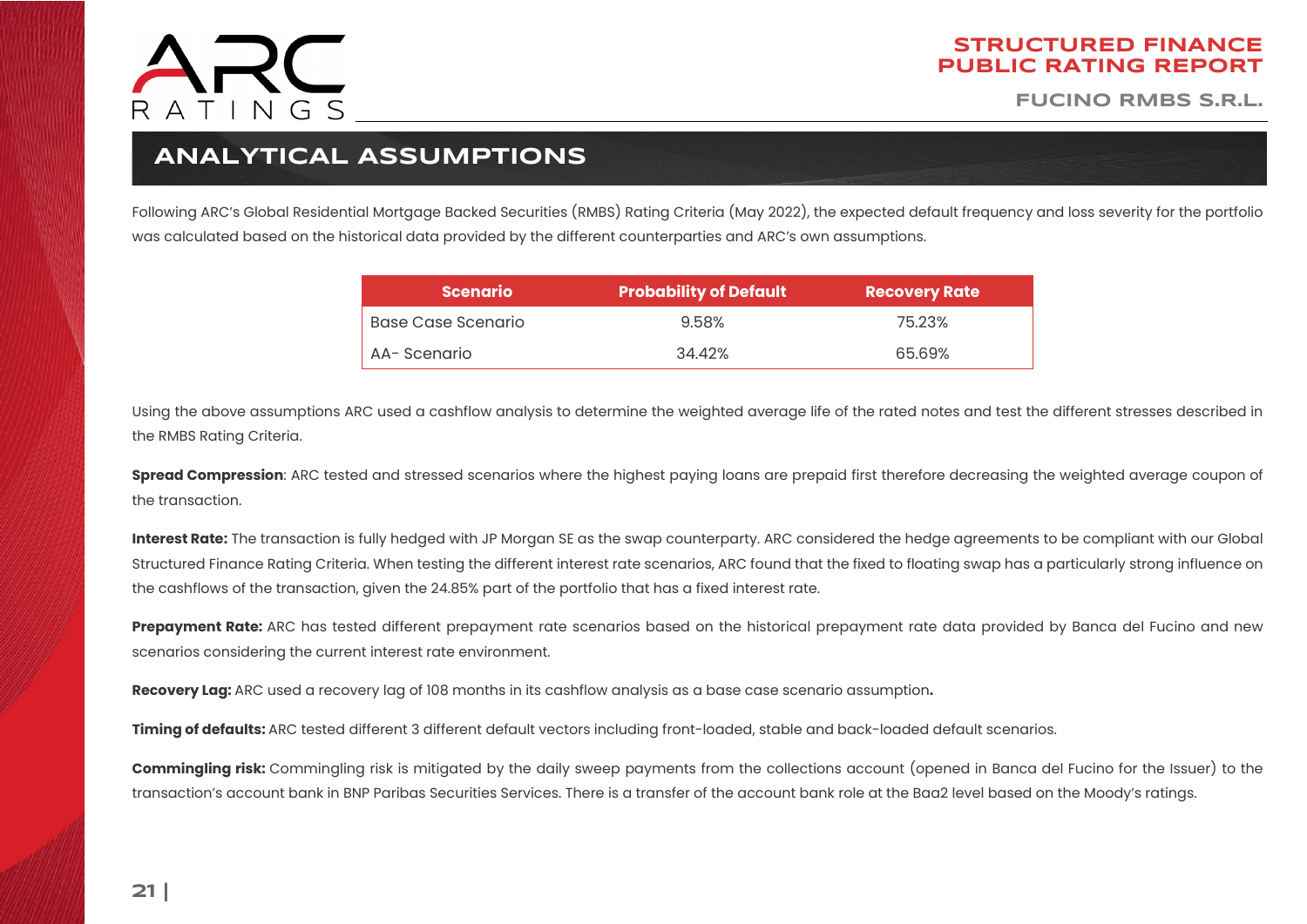## ANALYTICAL ASSUMPTIONS

Following ARC's Global Residential Mortgage Backed Securities (RMBS) Rating Criteria (May 2022), the expected default frequency and loss severity for the portfolio was calculated based on the historical data provided by the different counterparties and ARC's own assumptions.

| Scenario | Probability of Default | Recovery Rate |
|---|---|---|
| Base Case Scenario | 9.58% | 75.23% |
| AA- Scenario | 34.42% | 65.69% |

Using the above assumptions ARC used a cashflow analysis to determine the weighted average life of the rated notes and test the different stresses described in the RMBS Rating Criteria.

**Spread Compression**: ARC tested and stressed scenarios where the highest paying loans are prepaid first therefore decreasing the weighted average coupon of the transaction.

**Interest Rate:** The transaction is fully hedged with JP Morgan SE as the swap counterparty. ARC considered the hedge agreements to be compliant with our Global Structured Finance Rating Criteria. When testing the different interest rate scenarios, ARC found that the fixed to floating swap has a particularly strong influence on the cashflows of the transaction, given the 24.85% part of the portfolio that has a fixed interest rate.

**Prepayment Rate:** ARC has tested different prepayment rate scenarios based on the historical prepayment rate data provided by Banca del Fucino and new scenarios considering the current interest rate environment.

**Recovery Lag:** ARC used a recovery lag of 108 months in its cashflow analysis as a base case scenario assumption**.**

**Timing of defaults:** ARC tested different 3 different default vectors including front-loaded, stable and back-loaded default scenarios.

**Commingling risk:** Commingling risk is mitigated by the daily sweep payments from the collections account (opened in Banca del Fucino for the Issuer) to the transaction's account bank in BNP Paribas Securities Services. There is a transfer of the account bank role at the Baa2 level based on the Moody's ratings.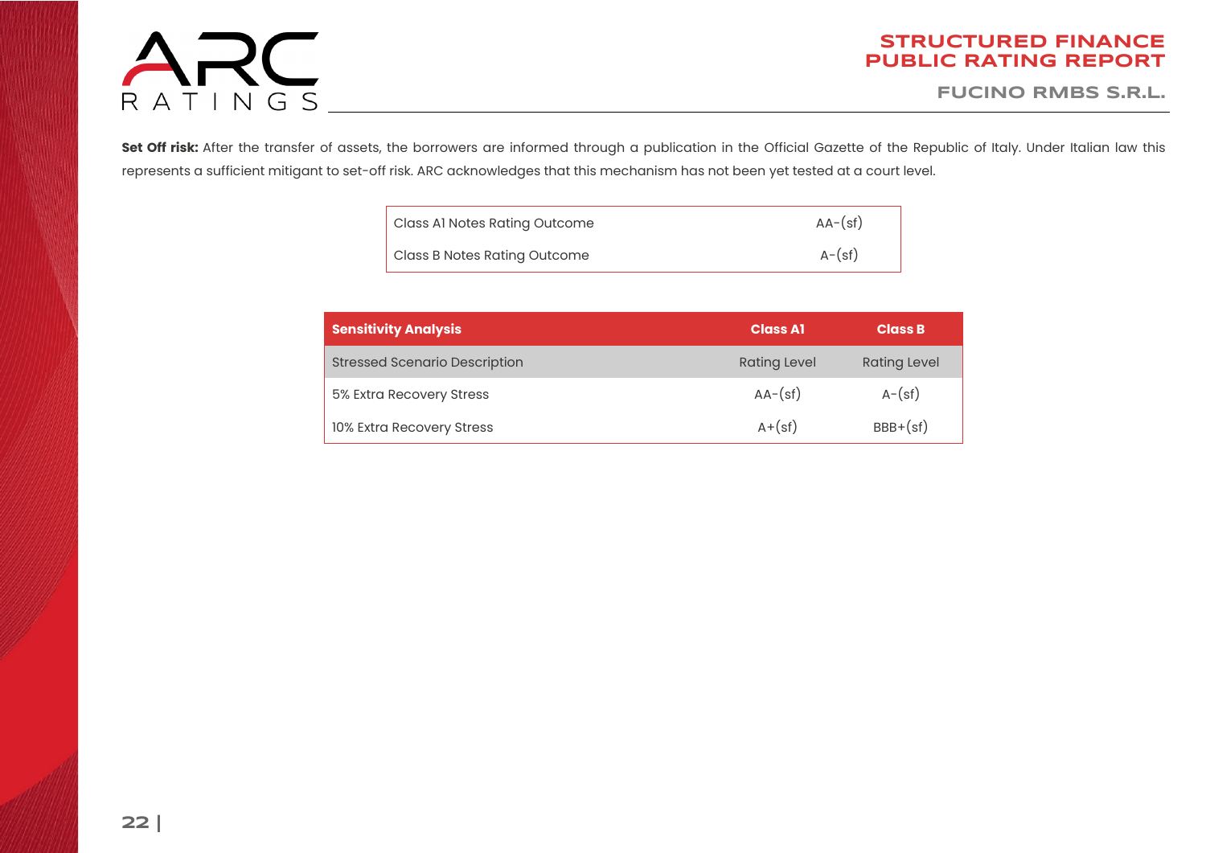**Set Off risk:** After the transfer of assets, the borrowers are informed through a publication in the Official Gazette of the Republic of Italy. Under Italian law this represents a sufficient mitigant to set-off risk. ARC acknowledges that this mechanism has not been yet tested at a court level.

| Class A1 Notes Rating Outcome | AA-(sf) |
|---|---|
| Class B Notes Rating Outcome | A-(sf) |

| Sensitivity Analysis | Class A1 | Class B |
|---|---|---|
| Stressed Scenario Description | Rating Level | Rating Level |
| 5% Extra Recovery Stress | AA-(sf) | A-(sf) |
| 10% Extra Recovery Stress | A+(sf) | BBB+(sf) |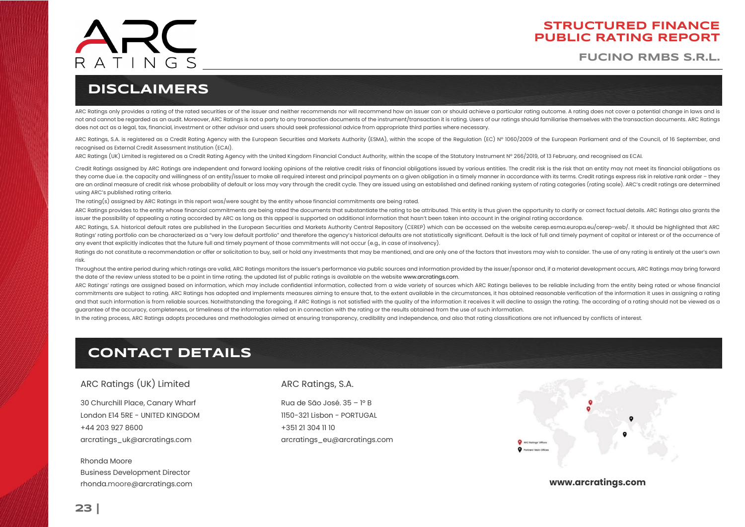## DISCLAIMERS

ARC Ratings only provides a rating of the rated securities or of the issuer and neither recommends nor will recommend how an issuer can or should achieve a particular rating outcome. A rating does not cover a potential change in laws and is not and cannot be regarded as an audit. Moreover, ARC Ratings is not a party to any transaction documents of the instrument/transaction it is rating. Users of our ratings should familiarise themselves with the transaction documents. ARC Ratings does not act as a legal, tax, financial, investment or other advisor and users should seek professional advice from appropriate third parties where necessary.

ARC Ratings, S.A. is registered as a Credit Rating Agency with the European Securities and Markets Authority (ESMA), within the scope of the Regulation (EC) Nº 1060/2009 of the European Parliament and of the Council, of 16 September, and recognised as External Credit Assessment Institution (ECAI).

ARC Ratings (UK) Limited is registered as a Credit Rating Agency with the United Kingdom Financial Conduct Authority, within the scope of the Statutory Instrument Nº 266/2019, of 13 February, and recognised as ECAI.

Credit Ratings assigned by ARC Ratings are independent and forward looking opinions of the relative credit risks of financial obligations issued by various entities. The credit risk is the risk that an entity may not meet its financial obligations as they come due i.e. the capacity and willingness of an entity/issuer to make all required interest and principal payments on a given obligation in a timely manner in accordance with its terms. Credit ratings express risk in relative rank order – they are an ordinal measure of credit risk whose probability of default or loss may vary through the credit cycle. They are issued using an established and defined ranking system of rating categories (rating scale). ARC's credit ratings are determined using ARC's published rating criteria.

The rating(s) assigned by ARC Ratings in this report was/were sought by the entity whose financial commitments are being rated.

ARC Ratings provides to the entity whose financial commitments are being rated the documents that substantiate the rating to be attributed. This entity is thus given the opportunity to clarify or correct factual details. ARC Ratings also grants the issuer the possibility of appealing a rating accorded by ARC as long as this appeal is supported on additional information that hasn't been taken into account in the original rating accordance.

ARC Ratings, S.A. historical default rates are published in the European Securities and Markets Authority Central Repository (CEREP) which can be accessed on the website cerep.esma.europa.eu/cerep-web/. It should be highlighted that ARC Ratings' rating portfolio can be characterized as a "very low default portfolio" and therefore the agency's historical defaults are not statistically significant. Default is the lack of full and timely payment of capital or interest or of the occurrence of any event that explicitly indicates that the future full and timely payment of those commitments will not occur (e.g., in case of insolvency).

Ratings do not constitute a recommendation or offer or solicitation to buy, sell or hold any investments that may be mentioned, and are only one of the factors that investors may wish to consider. The use of any rating is entirely at the user's own risk.

Throughout the entire period during which ratings are valid, ARC Ratings monitors the issuer's performance via public sources and information provided by the issuer/sponsor and, if a material development occurs, ARC Ratings may bring forward the date of the review unless stated to be a point in time rating. the updated list of public ratings is available on the website www.arcratings.com.

ARC Ratings' ratings are assigned based on information, which may include confidential information, collected from a wide variety of sources which ARC Ratings believes to be reliable including from the entity being rated or whose financial commitments are subject to rating. ARC Ratings has adopted and implements measures aiming to ensure that, to the extent available in the circumstances, it has obtained reasonable verification of the information it uses in assigning a rating and that such information is from reliable sources. Notwithstanding the foregoing, if ARC Ratings is not satisfied with the quality of the information it receives it will decline to assign the rating. The according of a rating should not be viewed as a guarantee of the accuracy, completeness, or timeliness of the information relied on in connection with the rating or the results obtained from the use of such information.

In the rating process, ARC Ratings adopts procedures and methodologies aimed at ensuring transparency, credibility and independence, and also that rating classifications are not influenced by conflicts of interest.

## CONTACT DETAILS

ARC Ratings (UK) Limited

30 Churchill Place, Canary Wharf
London E14 5RE - UNITED KINGDOM
+44 203 927 8600
arcratings_uk@arcratings.com

Rhonda Moore
Business Development Director
rhonda.moore@arcratings.com

ARC Ratings, S.A.

Rua de São José. 35 – 1º B
1150-321 Lisbon - PORTUGAL
+351 21 304 11 10
arcratings_eu@arcratings.com

ARC Ratings' Offices
Partners' Main Offices

**www.arcratings.com**